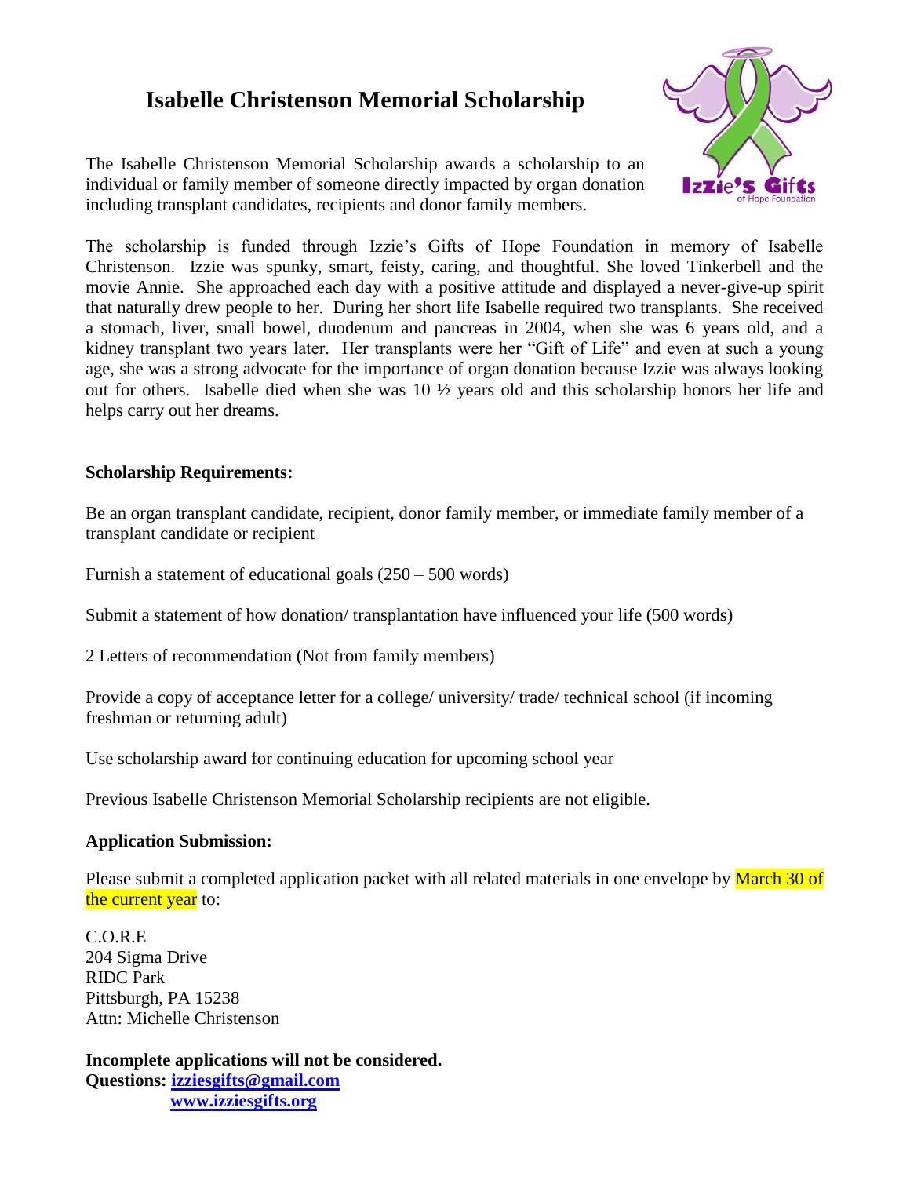# Isabelle Christenson Memorial Scholarship

The Isabelle Christenson Memorial Scholarship awards a scholarship to an individual or family member of someone directly impacted by organ donation including transplant candidates, recipients and donor family members.

The scholarship is funded through Izzie's Gifts of Hope Foundation in memory of Isabelle Christenson. Izzie was spunky, smart, feisty, caring, and thoughtful. She loved Tinkerbell and the movie Annie. She approached each day with a positive attitude and displayed a never-give-up spirit that naturally drew people to her. During her short life Isabelle required two transplants. She received a stomach, liver, small bowel, duodenum and pancreas in 2004, when she was 6 years old, and a kidney transplant two years later. Her transplants were her "Gift of Life" and even at such a young age, she was a strong advocate for the importance of organ donation because Izzie was always looking out for others. Isabelle died when she was 10 ½ years old and this scholarship honors her life and helps carry out her dreams.

**Scholarship Requirements:**

Be an organ transplant candidate, recipient, donor family member, or immediate family member of a transplant candidate or recipient

Furnish a statement of educational goals (250 – 500 words)

Submit a statement of how donation/ transplantation have influenced your life (500 words)

2 Letters of recommendation (Not from family members)

Provide a copy of acceptance letter for a college/ university/ trade/ technical school (if incoming freshman or returning adult)

Use scholarship award for continuing education for upcoming school year

Previous Isabelle Christenson Memorial Scholarship recipients are not eligible.

**Application Submission:**

Please submit a completed application packet with all related materials in one envelope by March 30 of the current year to:

C.O.R.E
204 Sigma Drive
RIDC Park
Pittsburgh, PA 15238
Attn: Michelle Christenson

**Incomplete applications will not be considered.**
**Questions: [izziesgifts@gmail.com](mailto:izziesgifts@gmail.com)**
**[www.izziesgifts.org](http://www.izziesgifts.org)**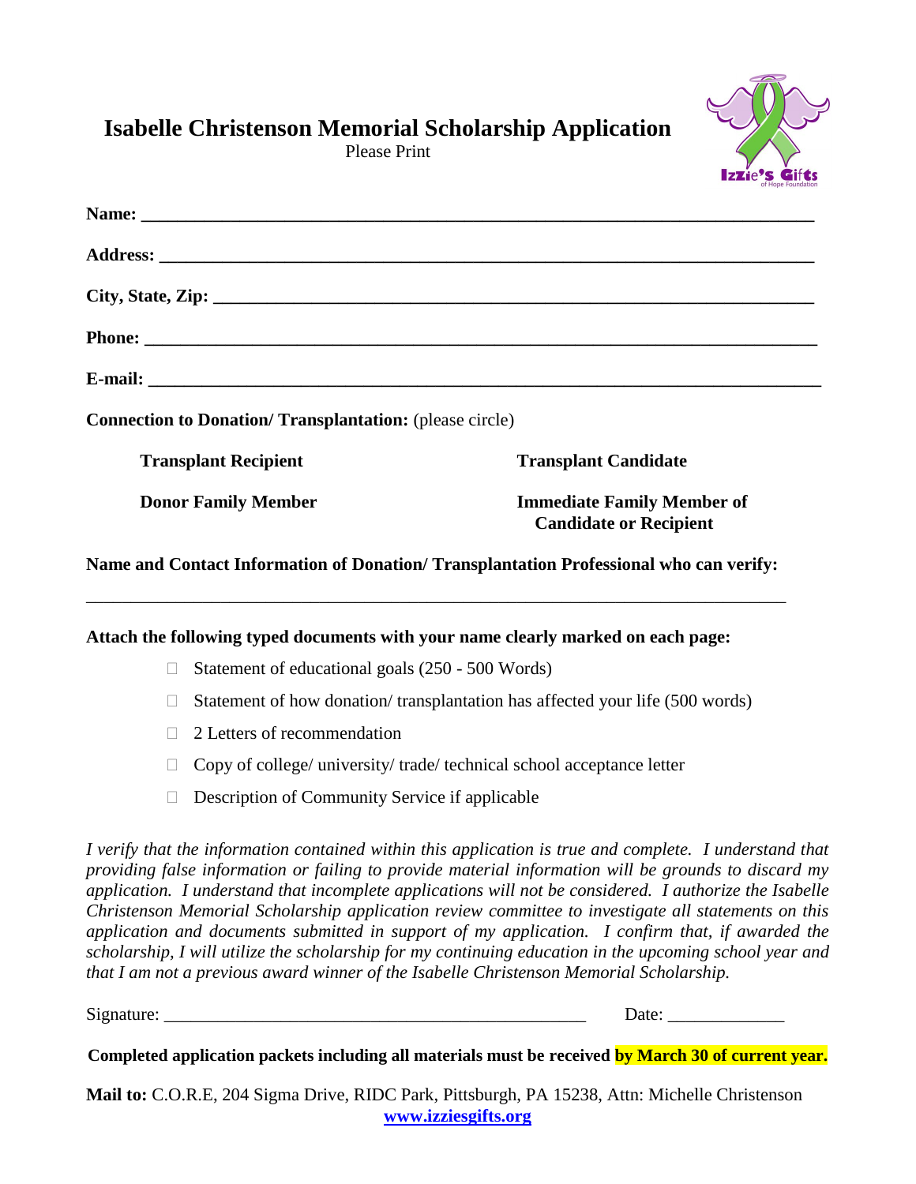# Isabelle Christenson Memorial Scholarship Application

Please Print

**Name:** ___________________________________________________________________________

**Address:** _________________________________________________________________________

**City, State, Zip:** ____________________________________________________________________

**Phone:** ___________________________________________________________________________

**E-mail:** __________________________________________________________________________

**Connection to Donation/ Transplantation:** (please circle)

| | |
|---|---|
| **Transplant Recipient** | **Transplant Candidate** |
| **Donor Family Member** | **Immediate Family Member of Candidate or Recipient** |

**Name and Contact Information of Donation/ Transplantation Professional who can verify:**

_______________________________________________________________________________

**Attach the following typed documents with your name clearly marked on each page:**

- ☐ Statement of educational goals (250 - 500 Words)
- ☐ Statement of how donation/ transplantation has affected your life (500 words)
- ☐ 2 Letters of recommendation
- ☐ Copy of college/ university/ trade/ technical school acceptance letter
- ☐ Description of Community Service if applicable

*I verify that the information contained within this application is true and complete. I understand that providing false information or failing to provide material information will be grounds to discard my application. I understand that incomplete applications will not be considered. I authorize the Isabelle Christenson Memorial Scholarship application review committee to investigate all statements on this application and documents submitted in support of my application. I confirm that, if awarded the scholarship, I will utilize the scholarship for my continuing education in the upcoming school year and that I am not a previous award winner of the Isabelle Christenson Memorial Scholarship.*

Signature: _______________________________________________ Date: _____________

**Completed application packets including all materials must be received by March 30 of current year.**

**Mail to:** C.O.R.E, 204 Sigma Drive, RIDC Park, Pittsburgh, PA 15238, Attn: Michelle Christenson

**www.izziesgifts.org**